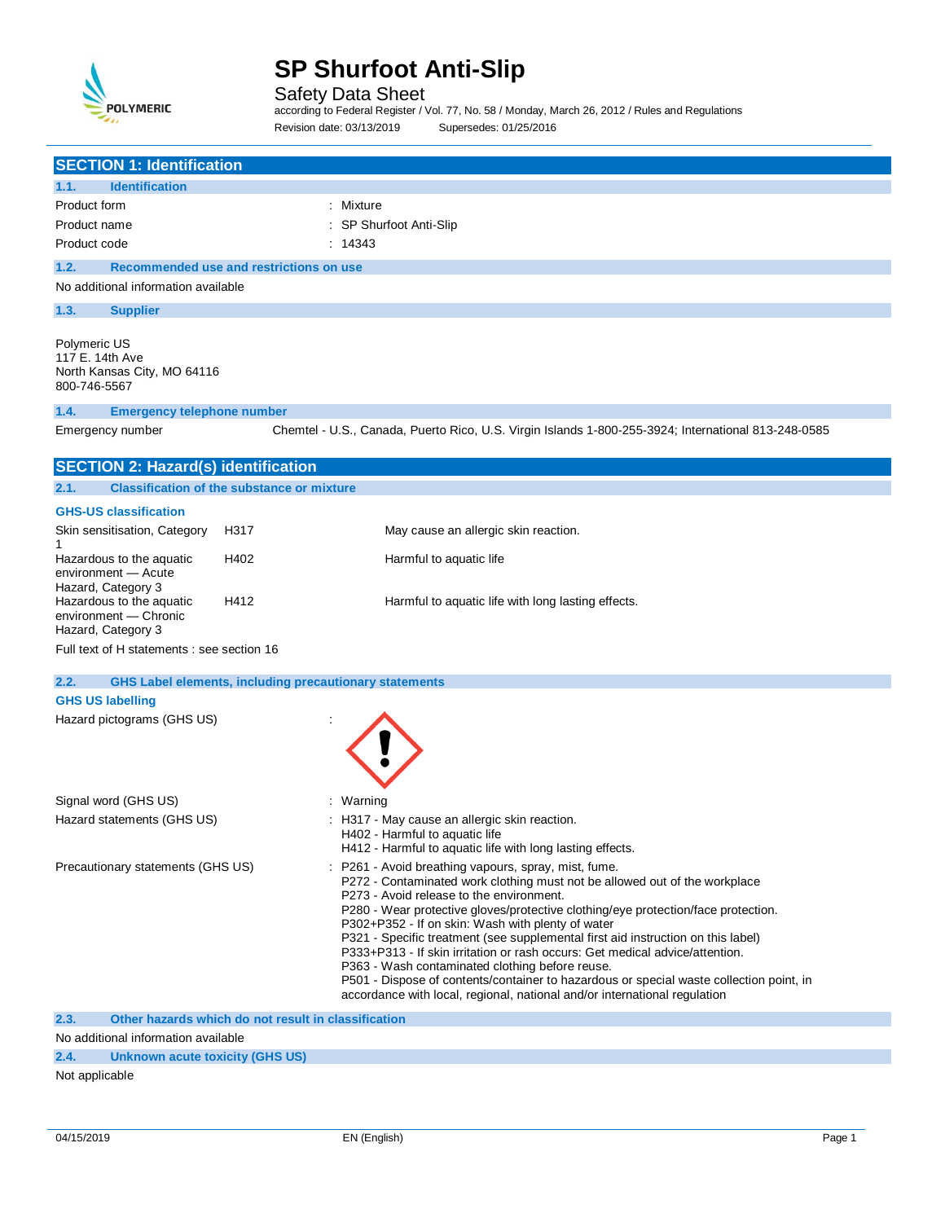# SP Shurfoot Anti-Slip

Safety Data Sheet

according to Federal Register / Vol. 77, No. 58 / Monday, March 26, 2012 / Rules and Regulations

Revision date: 03/13/2019 Supersedes: 01/25/2016

## SECTION 1: Identification

### 1.1. Identification

| | |
|---|---|
| Product form | : Mixture |
| Product name | : SP Shurfoot Anti-Slip |
| Product code | : 14343 |

### 1.2. Recommended use and restrictions on use

No additional information available

### 1.3. Supplier

Polymeric US
117 E. 14th Ave
North Kansas City, MO 64116
800-746-5567

### 1.4. Emergency telephone number

Emergency number: Chemtel - U.S., Canada, Puerto Rico, U.S. Virgin Islands 1-800-255-3924; International 813-248-0585

## SECTION 2: Hazard(s) identification

### 2.1. Classification of the substance or mixture

**GHS-US classification**

| | | |
|---|---|---|
| Skin sensitisation, Category 1 | H317 | May cause an allergic skin reaction. |
| Hazardous to the aquatic environment — Acute Hazard, Category 3 | H402 | Harmful to aquatic life |
| Hazardous to the aquatic environment — Chronic Hazard, Category 3 | H412 | Harmful to aquatic life with long lasting effects. |

Full text of H statements : see section 16

### 2.2. GHS Label elements, including precautionary statements

**GHS US labelling**

Hazard pictograms (GHS US) :

Signal word (GHS US) : Warning

Hazard statements (GHS US) :
- H317 - May cause an allergic skin reaction.
- H402 - Harmful to aquatic life
- H412 - Harmful to aquatic life with long lasting effects.

Precautionary statements (GHS US) :
- P261 - Avoid breathing vapours, spray, mist, fume.
- P272 - Contaminated work clothing must not be allowed out of the workplace
- P273 - Avoid release to the environment.
- P280 - Wear protective gloves/protective clothing/eye protection/face protection.
- P302+P352 - If on skin: Wash with plenty of water
- P321 - Specific treatment (see supplemental first aid instruction on this label)
- P333+P313 - If skin irritation or rash occurs: Get medical advice/attention.
- P363 - Wash contaminated clothing before reuse.
- P501 - Dispose of contents/container to hazardous or special waste collection point, in accordance with local, regional, national and/or international regulation

### 2.3. Other hazards which do not result in classification

No additional information available

### 2.4. Unknown acute toxicity (GHS US)

Not applicable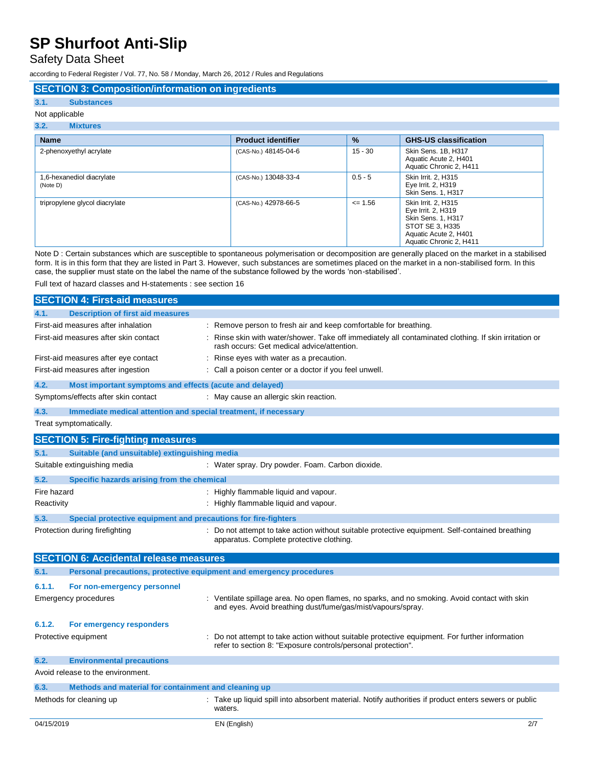## SECTION 3: Composition/information on ingredients

### 3.1. Substances

Not applicable

### 3.2. Mixtures

| Name | Product identifier | % | GHS-US classification |
|---|---|---|---|
| 2-phenoxyethyl acrylate | (CAS-No.) 48145-04-6 | 15 - 30 | Skin Sens. 1B, H317<br>Aquatic Acute 2, H401<br>Aquatic Chronic 2, H411 |
| 1,6-hexanediol diacrylate (Note D) | (CAS-No.) 13048-33-4 | 0.5 - 5 | Skin Irrit. 2, H315<br>Eye Irrit. 2, H319<br>Skin Sens. 1, H317 |
| tripropylene glycol diacrylate | (CAS-No.) 42978-66-5 | <= 1.56 | Skin Irrit. 2, H315<br>Eye Irrit. 2, H319<br>Skin Sens. 1, H317<br>STOT SE 3, H335<br>Aquatic Acute 2, H401<br>Aquatic Chronic 2, H411 |

Note D : Certain substances which are susceptible to spontaneous polymerisation or decomposition are generally placed on the market in a stabilised form. It is in this form that they are listed in Part 3. However, such substances are sometimes placed on the market in a non-stabilised form. In this case, the supplier must state on the label the name of the substance followed by the words 'non-stabilised'.

Full text of hazard classes and H-statements : see section 16

## SECTION 4: First-aid measures

### 4.1. Description of first aid measures

First-aid measures after inhalation : Remove person to fresh air and keep comfortable for breathing.

First-aid measures after skin contact : Rinse skin with water/shower. Take off immediately all contaminated clothing. If skin irritation or rash occurs: Get medical advice/attention.

First-aid measures after eye contact : Rinse eyes with water as a precaution.

First-aid measures after ingestion : Call a poison center or a doctor if you feel unwell.

### 4.2. Most important symptoms and effects (acute and delayed)

Symptoms/effects after skin contact : May cause an allergic skin reaction.

### 4.3. Immediate medical attention and special treatment, if necessary

Treat symptomatically.

## SECTION 5: Fire-fighting measures

### 5.1. Suitable (and unsuitable) extinguishing media

Suitable extinguishing media : Water spray. Dry powder. Foam. Carbon dioxide.

### 5.2. Specific hazards arising from the chemical

Fire hazard : Highly flammable liquid and vapour.

Reactivity : Highly flammable liquid and vapour.

### 5.3. Special protective equipment and precautions for fire-fighters

Protection during firefighting : Do not attempt to take action without suitable protective equipment. Self-contained breathing apparatus. Complete protective clothing.

## SECTION 6: Accidental release measures

### 6.1. Personal precautions, protective equipment and emergency procedures

#### 6.1.1. For non-emergency personnel

Emergency procedures : Ventilate spillage area. No open flames, no sparks, and no smoking. Avoid contact with skin and eyes. Avoid breathing dust/fume/gas/mist/vapours/spray.

#### 6.1.2. For emergency responders

Protective equipment : Do not attempt to take action without suitable protective equipment. For further information refer to section 8: "Exposure controls/personal protection".

### 6.2. Environmental precautions

Avoid release to the environment.

### 6.3. Methods and material for containment and cleaning up

Methods for cleaning up : Take up liquid spill into absorbent material. Notify authorities if product enters sewers or public waters.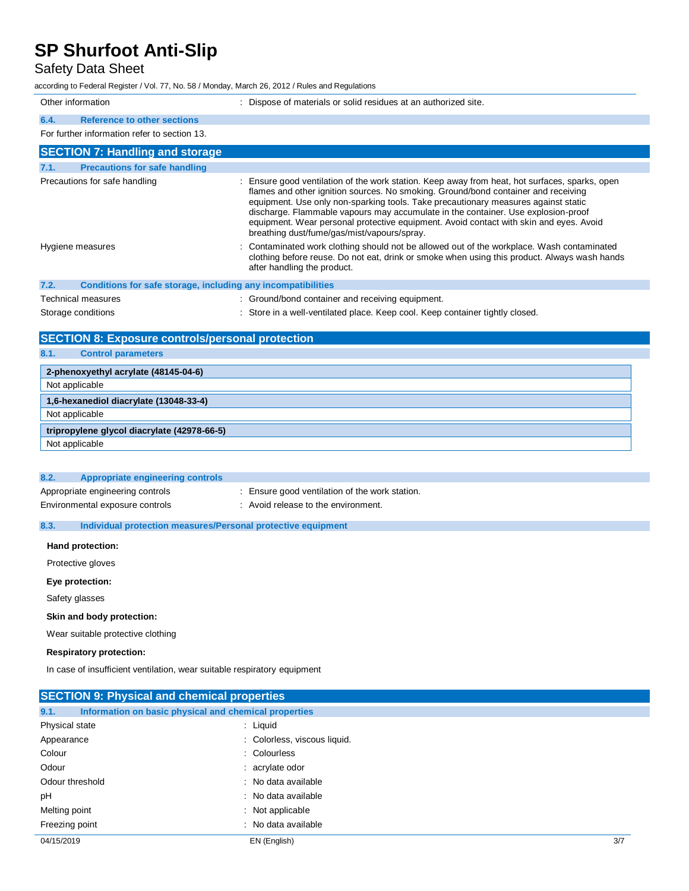| | |
|---|---|
| Other information | : Dispose of materials or solid residues at an authorized site. |

### 6.4. Reference to other sections

For further information refer to section 13.

## SECTION 7: Handling and storage

### 7.1. Precautions for safe handling

| | |
|---|---|
| Precautions for safe handling | : Ensure good ventilation of the work station. Keep away from heat, hot surfaces, sparks, open flames and other ignition sources. No smoking. Ground/bond container and receiving equipment. Use only non-sparking tools. Take precautionary measures against static discharge. Flammable vapours may accumulate in the container. Use explosion-proof equipment. Wear personal protective equipment. Avoid contact with skin and eyes. Avoid breathing dust/fume/gas/mist/vapours/spray. |
| Hygiene measures | : Contaminated work clothing should not be allowed out of the workplace. Wash contaminated clothing before reuse. Do not eat, drink or smoke when using this product. Always wash hands after handling the product. |

### 7.2. Conditions for safe storage, including any incompatibilities

| | |
|---|---|
| Technical measures | : Ground/bond container and receiving equipment. |
| Storage conditions | : Store in a well-ventilated place. Keep cool. Keep container tightly closed. |

## SECTION 8: Exposure controls/personal protection

### 8.1. Control parameters

| 2-phenoxyethyl acrylate (48145-04-6) |
|---|
| Not applicable |

| 1,6-hexanediol diacrylate (13048-33-4) |
|---|
| Not applicable |

| tripropylene glycol diacrylate (42978-66-5) |
|---|
| Not applicable |

### 8.2. Appropriate engineering controls

| | |
|---|---|
| Appropriate engineering controls | : Ensure good ventilation of the work station. |
| Environmental exposure controls | : Avoid release to the environment. |

### 8.3. Individual protection measures/Personal protective equipment

**Hand protection:**

Protective gloves

**Eye protection:**

Safety glasses

**Skin and body protection:**

Wear suitable protective clothing

**Respiratory protection:**

In case of insufficient ventilation, wear suitable respiratory equipment

## SECTION 9: Physical and chemical properties

### 9.1. Information on basic physical and chemical properties

| | |
|---|---|
| Physical state | : Liquid |
| Appearance | : Colorless, viscous liquid. |
| Colour | : Colourless |
| Odour | : acrylate odor |
| Odour threshold | : No data available |
| pH | : No data available |
| Melting point | : Not applicable |
| Freezing point | : No data available |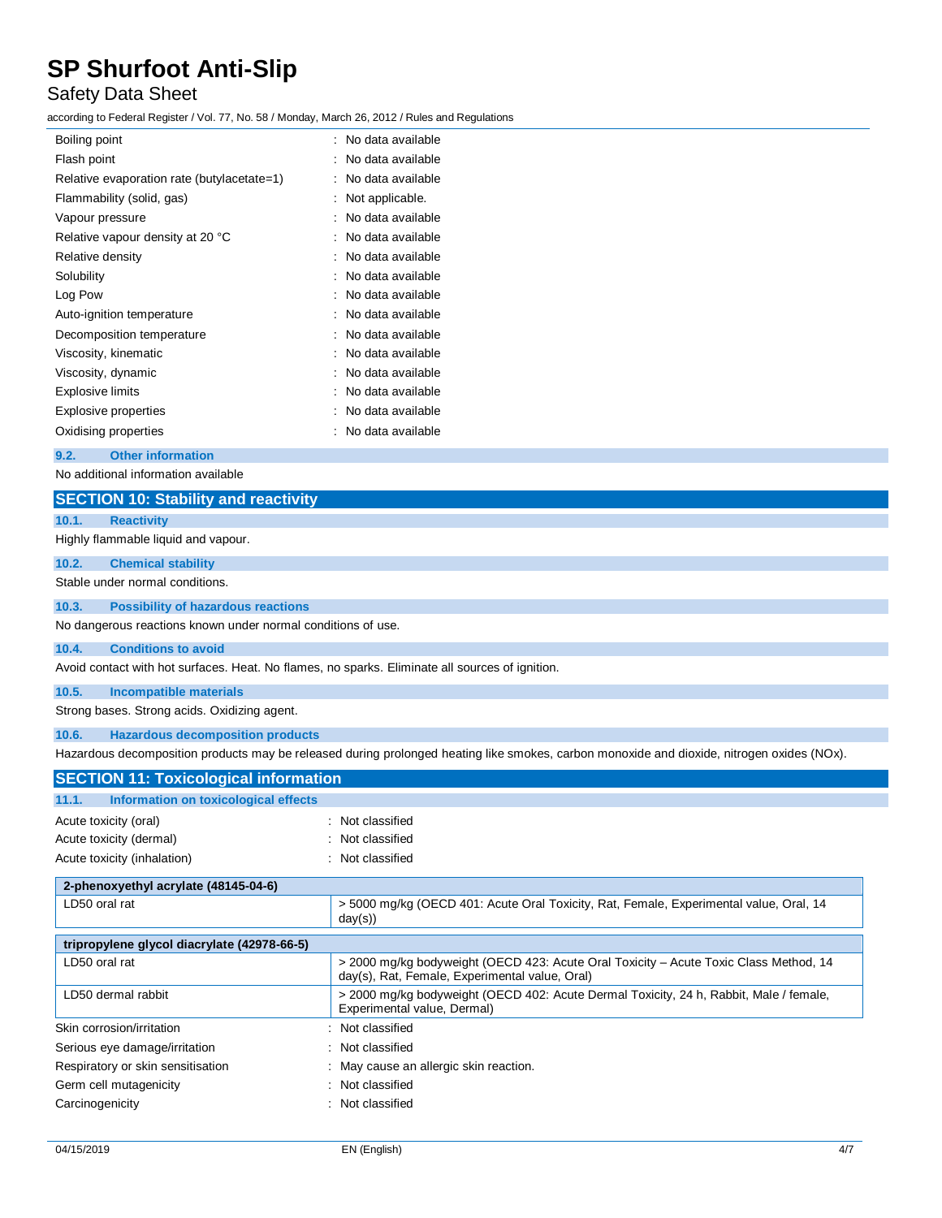| | |
|---|---|
| Boiling point | : No data available |
| Flash point | : No data available |
| Relative evaporation rate (butylacetate=1) | : No data available |
| Flammability (solid, gas) | : Not applicable. |
| Vapour pressure | : No data available |
| Relative vapour density at 20 °C | : No data available |
| Relative density | : No data available |
| Solubility | : No data available |
| Log Pow | : No data available |
| Auto-ignition temperature | : No data available |
| Decomposition temperature | : No data available |
| Viscosity, kinematic | : No data available |
| Viscosity, dynamic | : No data available |
| Explosive limits | : No data available |
| Explosive properties | : No data available |
| Oxidising properties | : No data available |

### 9.2. Other information

No additional information available

## SECTION 10: Stability and reactivity

### 10.1. Reactivity

Highly flammable liquid and vapour.

### 10.2. Chemical stability

Stable under normal conditions.

### 10.3. Possibility of hazardous reactions

No dangerous reactions known under normal conditions of use.

### 10.4. Conditions to avoid

Avoid contact with hot surfaces. Heat. No flames, no sparks. Eliminate all sources of ignition.

### 10.5. Incompatible materials

Strong bases. Strong acids. Oxidizing agent.

### 10.6. Hazardous decomposition products

Hazardous decomposition products may be released during prolonged heating like smokes, carbon monoxide and dioxide, nitrogen oxides (NOx).

## SECTION 11: Toxicological information

### 11.1. Information on toxicological effects

| | |
|---|---|
| Acute toxicity (oral) | : Not classified |
| Acute toxicity (dermal) | : Not classified |
| Acute toxicity (inhalation) | : Not classified |

| 2-phenoxyethyl acrylate (48145-04-6) | |
|---|---|
| LD50 oral rat | > 5000 mg/kg (OECD 401: Acute Oral Toxicity, Rat, Female, Experimental value, Oral, 14 day(s)) |

| tripropylene glycol diacrylate (42978-66-5) | |
|---|---|
| LD50 oral rat | > 2000 mg/kg bodyweight (OECD 423: Acute Oral Toxicity – Acute Toxic Class Method, 14 day(s), Rat, Female, Experimental value, Oral) |
| LD50 dermal rabbit | > 2000 mg/kg bodyweight (OECD 402: Acute Dermal Toxicity, 24 h, Rabbit, Male / female, Experimental value, Dermal) |

| | |
|---|---|
| Skin corrosion/irritation | : Not classified |
| Serious eye damage/irritation | : Not classified |
| Respiratory or skin sensitisation | : May cause an allergic skin reaction. |
| Germ cell mutagenicity | : Not classified |
| Carcinogenicity | : Not classified |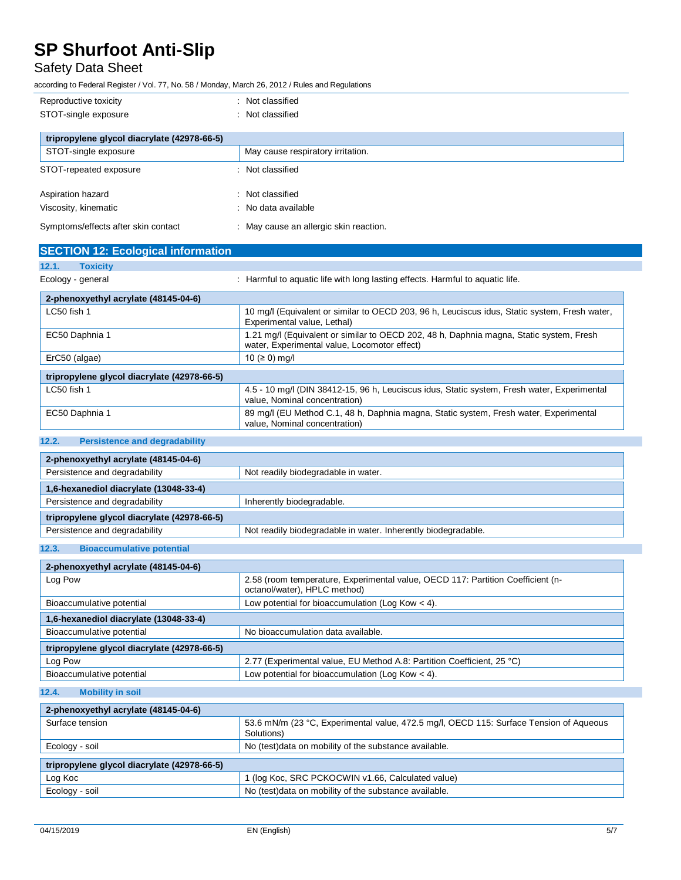Reproductive toxicity : Not classified

STOT-single exposure : Not classified

| tripropylene glycol diacrylate (42978-66-5) | |
|---|---|
| STOT-single exposure | May cause respiratory irritation. |

STOT-repeated exposure : Not classified

Aspiration hazard : Not classified

Viscosity, kinematic : No data available

Symptoms/effects after skin contact : May cause an allergic skin reaction.

## SECTION 12: Ecological information

### 12.1. Toxicity

Ecology - general : Harmful to aquatic life with long lasting effects. Harmful to aquatic life.

| 2-phenoxyethyl acrylate (48145-04-6) | |
|---|---|
| LC50 fish 1 | 10 mg/l (Equivalent or similar to OECD 203, 96 h, Leuciscus idus, Static system, Fresh water, Experimental value, Lethal) |
| EC50 Daphnia 1 | 1.21 mg/l (Equivalent or similar to OECD 202, 48 h, Daphnia magna, Static system, Fresh water, Experimental value, Locomotor effect) |
| ErC50 (algae) | 10 (≥ 0) mg/l |

| tripropylene glycol diacrylate (42978-66-5) | |
|---|---|
| LC50 fish 1 | 4.5 - 10 mg/l (DIN 38412-15, 96 h, Leuciscus idus, Static system, Fresh water, Experimental value, Nominal concentration) |
| EC50 Daphnia 1 | 89 mg/l (EU Method C.1, 48 h, Daphnia magna, Static system, Fresh water, Experimental value, Nominal concentration) |

### 12.2. Persistence and degradability

| 2-phenoxyethyl acrylate (48145-04-6) | |
|---|---|
| Persistence and degradability | Not readily biodegradable in water. |

| 1,6-hexanediol diacrylate (13048-33-4) | |
|---|---|
| Persistence and degradability | Inherently biodegradable. |

| tripropylene glycol diacrylate (42978-66-5) | |
|---|---|
| Persistence and degradability | Not readily biodegradable in water. Inherently biodegradable. |

### 12.3. Bioaccumulative potential

| 2-phenoxyethyl acrylate (48145-04-6) | |
|---|---|
| Log Pow | 2.58 (room temperature, Experimental value, OECD 117: Partition Coefficient (n-octanol/water), HPLC method) |
| Bioaccumulative potential | Low potential for bioaccumulation (Log Kow < 4). |

| 1,6-hexanediol diacrylate (13048-33-4) | |
|---|---|
| Bioaccumulative potential | No bioaccumulation data available. |

| tripropylene glycol diacrylate (42978-66-5) | |
|---|---|
| Log Pow | 2.77 (Experimental value, EU Method A.8: Partition Coefficient, 25 °C) |
| Bioaccumulative potential | Low potential for bioaccumulation (Log Kow < 4). |

### 12.4. Mobility in soil

| 2-phenoxyethyl acrylate (48145-04-6) | |
|---|---|
| Surface tension | 53.6 mN/m (23 °C, Experimental value, 472.5 mg/l, OECD 115: Surface Tension of Aqueous Solutions) |
| Ecology - soil | No (test)data on mobility of the substance available. |

| tripropylene glycol diacrylate (42978-66-5) | |
|---|---|
| Log Koc | 1 (log Koc, SRC PCKOCWIN v1.66, Calculated value) |
| Ecology - soil | No (test)data on mobility of the substance available. |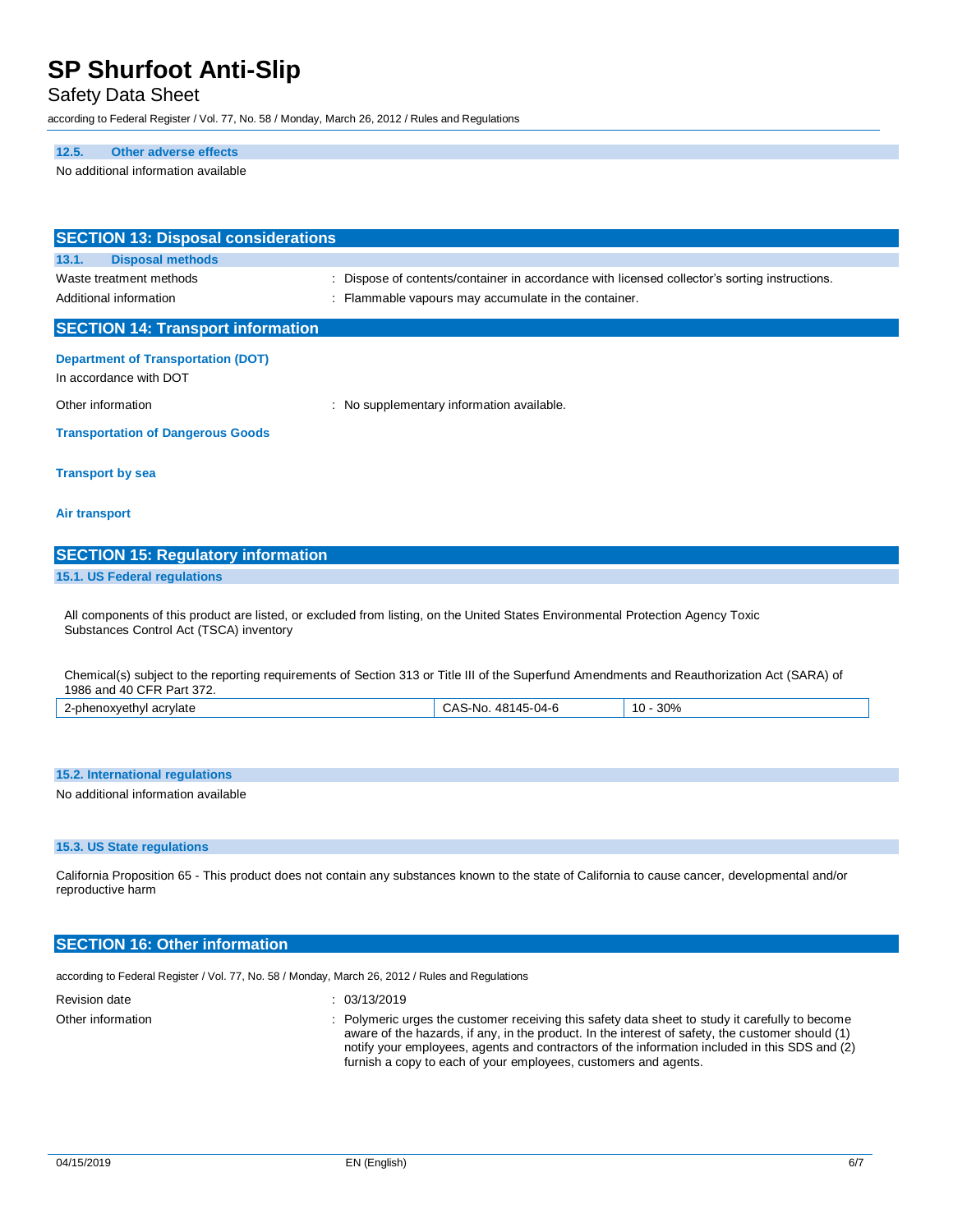### 12.5. Other adverse effects

No additional information available

## SECTION 13: Disposal considerations

### 13.1. Disposal methods

Waste treatment methods : Dispose of contents/container in accordance with licensed collector's sorting instructions.

Additional information : Flammable vapours may accumulate in the container.

## SECTION 14: Transport information

**Department of Transportation (DOT)**

In accordance with DOT

Other information : No supplementary information available.

**Transportation of Dangerous Goods**

**Transport by sea**

**Air transport**

## SECTION 15: Regulatory information

### 15.1. US Federal regulations

All components of this product are listed, or excluded from listing, on the United States Environmental Protection Agency Toxic Substances Control Act (TSCA) inventory

Chemical(s) subject to the reporting requirements of Section 313 or Title III of the Superfund Amendments and Reauthorization Act (SARA) of 1986 and 40 CFR Part 372.

| | | |
|---|---|---|
| 2-phenoxyethyl acrylate | CAS-No. 48145-04-6 | 10 - 30% |

### 15.2. International regulations

No additional information available

### 15.3. US State regulations

California Proposition 65 - This product does not contain any substances known to the state of California to cause cancer, developmental and/or reproductive harm

## SECTION 16: Other information

according to Federal Register / Vol. 77, No. 58 / Monday, March 26, 2012 / Rules and Regulations

Revision date : 03/13/2019

Other information : Polymeric urges the customer receiving this safety data sheet to study it carefully to become aware of the hazards, if any, in the product. In the interest of safety, the customer should (1) notify your employees, agents and contractors of the information included in this SDS and (2) furnish a copy to each of your employees, customers and agents.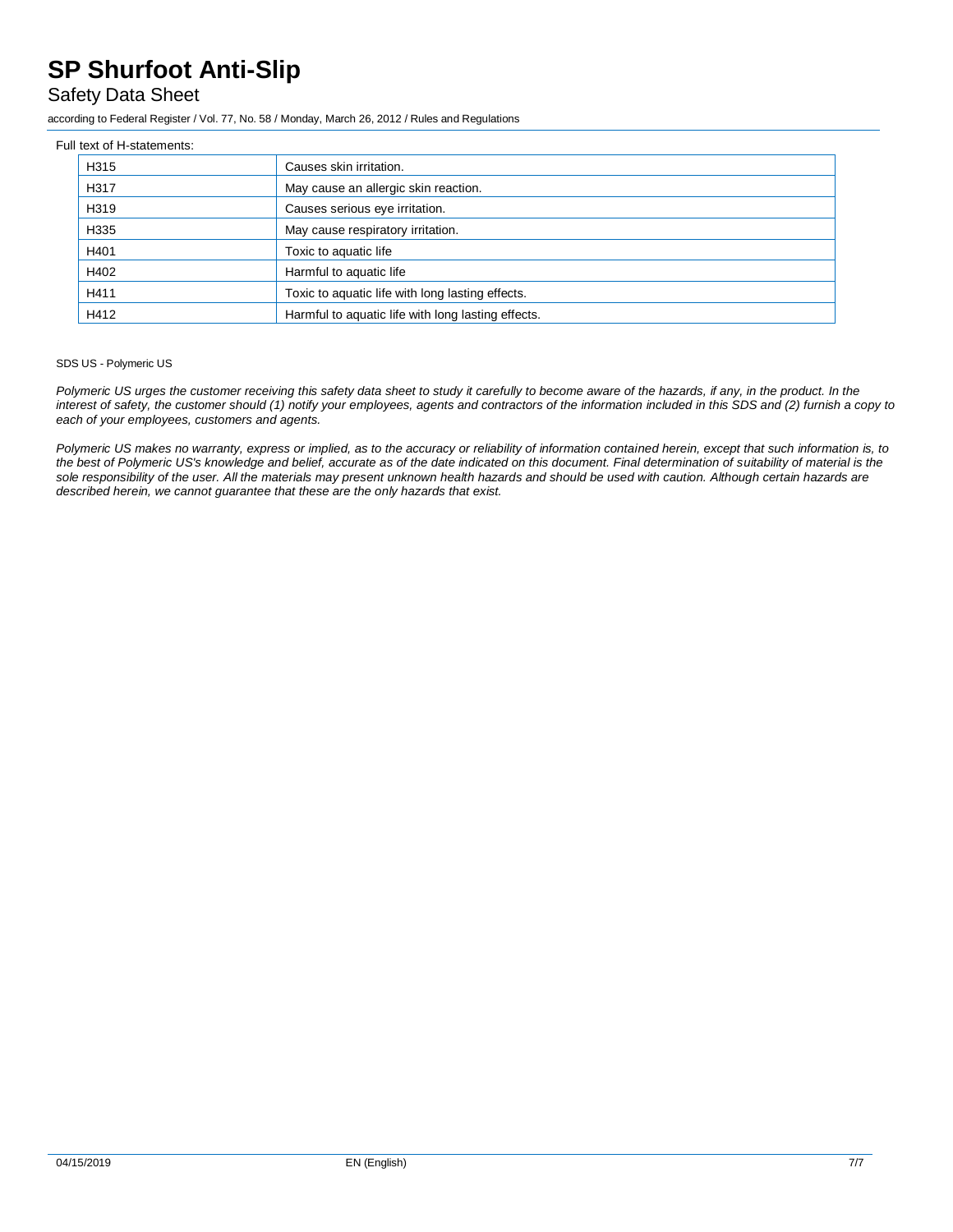Full text of H-statements:

| | |
|---|---|
| H315 | Causes skin irritation. |
| H317 | May cause an allergic skin reaction. |
| H319 | Causes serious eye irritation. |
| H335 | May cause respiratory irritation. |
| H401 | Toxic to aquatic life |
| H402 | Harmful to aquatic life |
| H411 | Toxic to aquatic life with long lasting effects. |
| H412 | Harmful to aquatic life with long lasting effects. |

SDS US - Polymeric US

*Polymeric US urges the customer receiving this safety data sheet to study it carefully to become aware of the hazards, if any, in the product. In the interest of safety, the customer should (1) notify your employees, agents and contractors of the information included in this SDS and (2) furnish a copy to each of your employees, customers and agents.*

*Polymeric US makes no warranty, express or implied, as to the accuracy or reliability of information contained herein, except that such information is, to the best of Polymeric US's knowledge and belief, accurate as of the date indicated on this document. Final determination of suitability of material is the sole responsibility of the user. All the materials may present unknown health hazards and should be used with caution. Although certain hazards are described herein, we cannot guarantee that these are the only hazards that exist.*